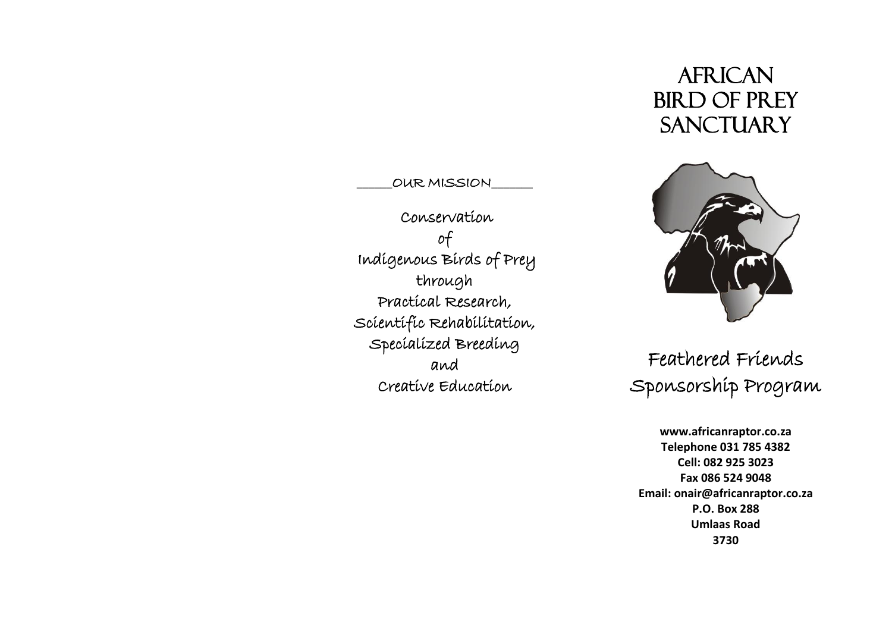## OUR MISSION

Conservation
of
Indigenous Birds of Prey
through
Practical Research,
Scientific Rehabilitation,
Specialized Breeding
and
Creative Education

# AFRICAN BIRD OF PREY SANCTUARY

## Feathered Friends Sponsorship Program

**www.africanraptor.co.za**
**Telephone 031 785 4382**
**Cell: 082 925 3023**
**Fax 086 524 9048**
**Email: onair@africanraptor.co.za**
**P.O. Box 288**
**Umlaas Road**
**3730**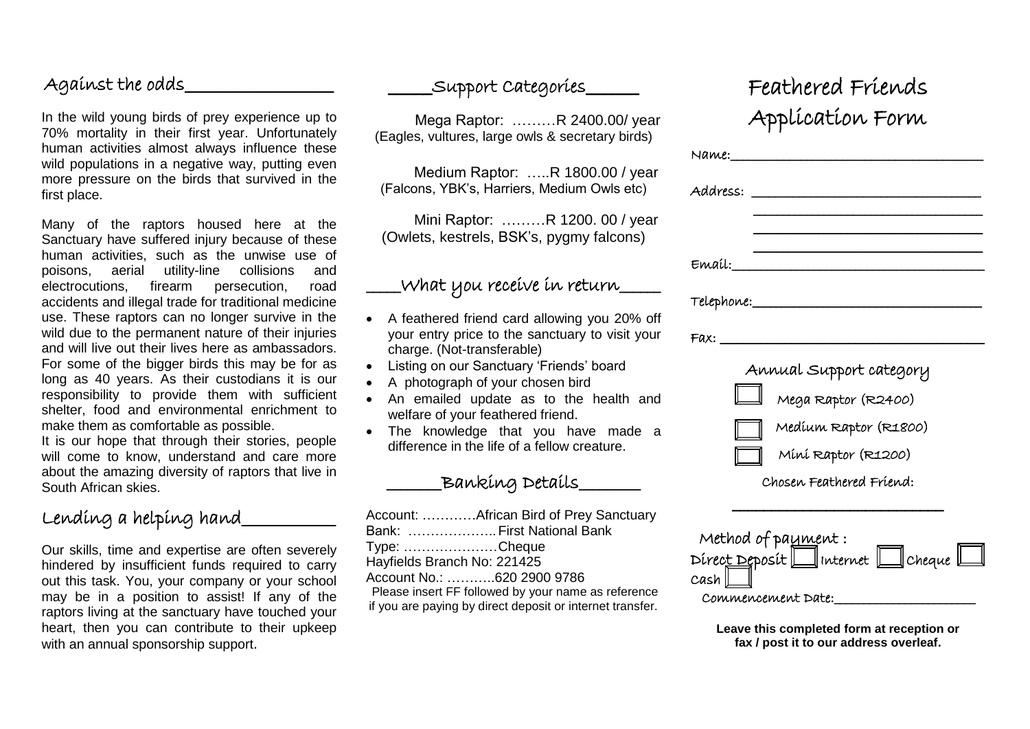## Against the odds

In the wild young birds of prey experience up to 70% mortality in their first year. Unfortunately human activities almost always influence these wild populations in a negative way, putting even more pressure on the birds that survived in the first place.

Many of the raptors housed here at the Sanctuary have suffered injury because of these human activities, such as the unwise use of poisons, aerial utility-line collisions and electrocutions, firearm persecution, road accidents and illegal trade for traditional medicine use. These raptors can no longer survive in the wild due to the permanent nature of their injuries and will live out their lives here as ambassadors. For some of the bigger birds this may be for as long as 40 years. As their custodians it is our responsibility to provide them with sufficient shelter, food and environmental enrichment to make them as comfortable as possible.

It is our hope that through their stories, people will come to know, understand and care more about the amazing diversity of raptors that live in South African skies.

## Lending a helping hand

Our skills, time and expertise are often severely hindered by insufficient funds required to carry out this task. You, your company or your school may be in a position to assist! If any of the raptors living at the sanctuary have touched your heart, then you can contribute to their upkeep with an annual sponsorship support.

## Support Categories

Mega Raptor: ………R 2400.00/ year
(Eagles, vultures, large owls & secretary birds)

Medium Raptor: …..R 1800.00 / year
(Falcons, YBK's, Harriers, Medium Owls etc)

Mini Raptor: ………R 1200. 00 / year
(Owlets, kestrels, BSK's, pygmy falcons)

## What you receive in return

- A feathered friend card allowing you 20% off your entry price to the sanctuary to visit your charge. (Not-transferable)
- Listing on our Sanctuary 'Friends' board
- A photograph of your chosen bird
- An emailed update as to the health and welfare of your feathered friend.
- The knowledge that you have made a difference in the life of a fellow creature.

## Banking Details

Account: …………African Bird of Prey Sanctuary
Bank: ……………….. First National Bank
Type: …………………Cheque
Hayfields Branch No: 221425
Account No.: ………..620 2900 9786

Please insert FF followed by your name as reference if you are paying by direct deposit or internet transfer.

# Feathered Friends Application Form

Name:\_\_\_\_\_\_\_\_\_\_\_\_\_\_\_\_\_\_\_\_\_\_\_\_\_\_\_\_\_\_

Address: \_\_\_\_\_\_\_\_\_\_\_\_\_\_\_\_\_\_\_\_\_\_\_\_\_\_\_\_\_\_

\_\_\_\_\_\_\_\_\_\_\_\_\_\_\_\_\_\_\_\_\_\_\_\_\_\_\_\_\_\_

\_\_\_\_\_\_\_\_\_\_\_\_\_\_\_\_\_\_\_\_\_\_\_\_\_\_\_\_\_\_

\_\_\_\_\_\_\_\_\_\_\_\_\_\_\_\_\_\_\_\_\_\_\_\_\_\_\_\_\_\_

Email:\_\_\_\_\_\_\_\_\_\_\_\_\_\_\_\_\_\_\_\_\_\_\_\_\_\_\_\_\_\_

Telephone:\_\_\_\_\_\_\_\_\_\_\_\_\_\_\_\_\_\_\_\_\_\_\_\_\_\_\_\_\_\_

Fax: \_\_\_\_\_\_\_\_\_\_\_\_\_\_\_\_\_\_\_\_\_\_\_\_\_\_\_\_\_\_

### Annual Support category

☐ Mega Raptor (R2400)

☐ Medium Raptor (R1800)

☐ Mini Raptor (R1200)

Chosen Feathered Friend:

\_\_\_\_\_\_\_\_\_\_\_\_\_\_\_\_\_\_\_\_\_\_\_\_\_\_\_\_\_\_

Method of payment :
Direct Deposit ☐ Internet ☐ Cheque ☐
Cash ☐

Commencement Date:\_\_\_\_\_\_\_\_\_\_\_\_\_\_\_\_\_\_\_\_

**Leave this completed form at reception or fax / post it to our address overleaf.**